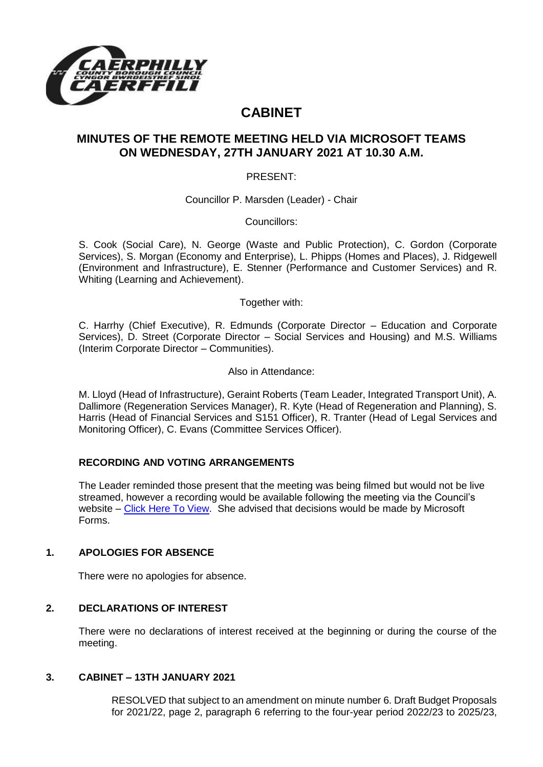# CABINET

## MINUTES OF THE REMOTE MEETING HELD VIA MICROSOFT TEAMS ON WEDNESDAY, 27TH JANUARY 2021 AT 10.30 A.M.

PRESENT:

Councillor P. Marsden (Leader) - Chair

Councillors:

S. Cook (Social Care), N. George (Waste and Public Protection), C. Gordon (Corporate Services), S. Morgan (Economy and Enterprise), L. Phipps (Homes and Places), J. Ridgewell (Environment and Infrastructure), E. Stenner (Performance and Customer Services) and R. Whiting (Learning and Achievement).

Together with:

C. Harrhy (Chief Executive), R. Edmunds (Corporate Director – Education and Corporate Services), D. Street (Corporate Director – Social Services and Housing) and M.S. Williams (Interim Corporate Director – Communities).

Also in Attendance:

M. Lloyd (Head of Infrastructure), Geraint Roberts (Team Leader, Integrated Transport Unit), A. Dallimore (Regeneration Services Manager), R. Kyte (Head of Regeneration and Planning), S. Harris (Head of Financial Services and S151 Officer), R. Tranter (Head of Legal Services and Monitoring Officer), C. Evans (Committee Services Officer).

### RECORDING AND VOTING ARRANGEMENTS

The Leader reminded those present that the meeting was being filmed but would not be live streamed, however a recording would be available following the meeting via the Council's website – Click Here To View. She advised that decisions would be made by Microsoft Forms.

### 1. APOLOGIES FOR ABSENCE

There were no apologies for absence.

### 2. DECLARATIONS OF INTEREST

There were no declarations of interest received at the beginning or during the course of the meeting.

### 3. CABINET – 13TH JANUARY 2021

RESOLVED that subject to an amendment on minute number 6. Draft Budget Proposals for 2021/22, page 2, paragraph 6 referring to the four-year period 2022/23 to 2025/23,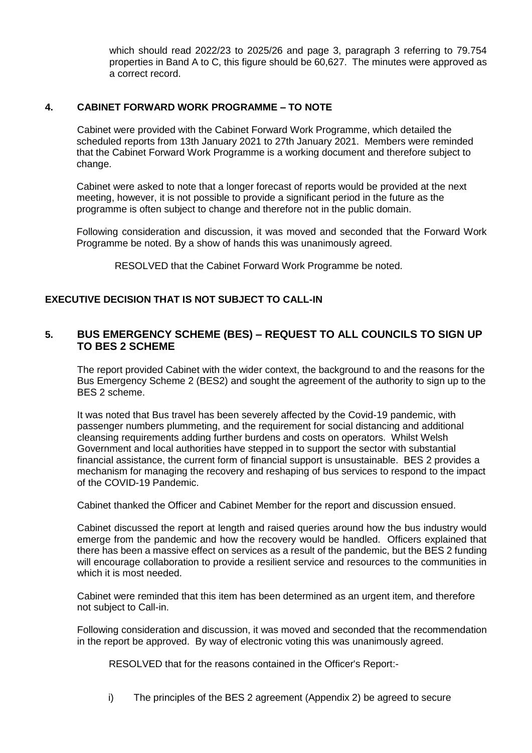which should read 2022/23 to 2025/26 and page 3, paragraph 3 referring to 79.754 properties in Band A to C, this figure should be 60,627. The minutes were approved as a correct record.

## 4. CABINET FORWARD WORK PROGRAMME – TO NOTE

Cabinet were provided with the Cabinet Forward Work Programme, which detailed the scheduled reports from 13th January 2021 to 27th January 2021. Members were reminded that the Cabinet Forward Work Programme is a working document and therefore subject to change.

Cabinet were asked to note that a longer forecast of reports would be provided at the next meeting, however, it is not possible to provide a significant period in the future as the programme is often subject to change and therefore not in the public domain.

Following consideration and discussion, it was moved and seconded that the Forward Work Programme be noted. By a show of hands this was unanimously agreed.

RESOLVED that the Cabinet Forward Work Programme be noted.

## EXECUTIVE DECISION THAT IS NOT SUBJECT TO CALL-IN

## 5. BUS EMERGENCY SCHEME (BES) – REQUEST TO ALL COUNCILS TO SIGN UP TO BES 2 SCHEME

The report provided Cabinet with the wider context, the background to and the reasons for the Bus Emergency Scheme 2 (BES2) and sought the agreement of the authority to sign up to the BES 2 scheme.

It was noted that Bus travel has been severely affected by the Covid-19 pandemic, with passenger numbers plummeting, and the requirement for social distancing and additional cleansing requirements adding further burdens and costs on operators. Whilst Welsh Government and local authorities have stepped in to support the sector with substantial financial assistance, the current form of financial support is unsustainable. BES 2 provides a mechanism for managing the recovery and reshaping of bus services to respond to the impact of the COVID-19 Pandemic.

Cabinet thanked the Officer and Cabinet Member for the report and discussion ensued.

Cabinet discussed the report at length and raised queries around how the bus industry would emerge from the pandemic and how the recovery would be handled. Officers explained that there has been a massive effect on services as a result of the pandemic, but the BES 2 funding will encourage collaboration to provide a resilient service and resources to the communities in which it is most needed.

Cabinet were reminded that this item has been determined as an urgent item, and therefore not subject to Call-in.

Following consideration and discussion, it was moved and seconded that the recommendation in the report be approved. By way of electronic voting this was unanimously agreed.

RESOLVED that for the reasons contained in the Officer's Report:-

i) The principles of the BES 2 agreement (Appendix 2) be agreed to secure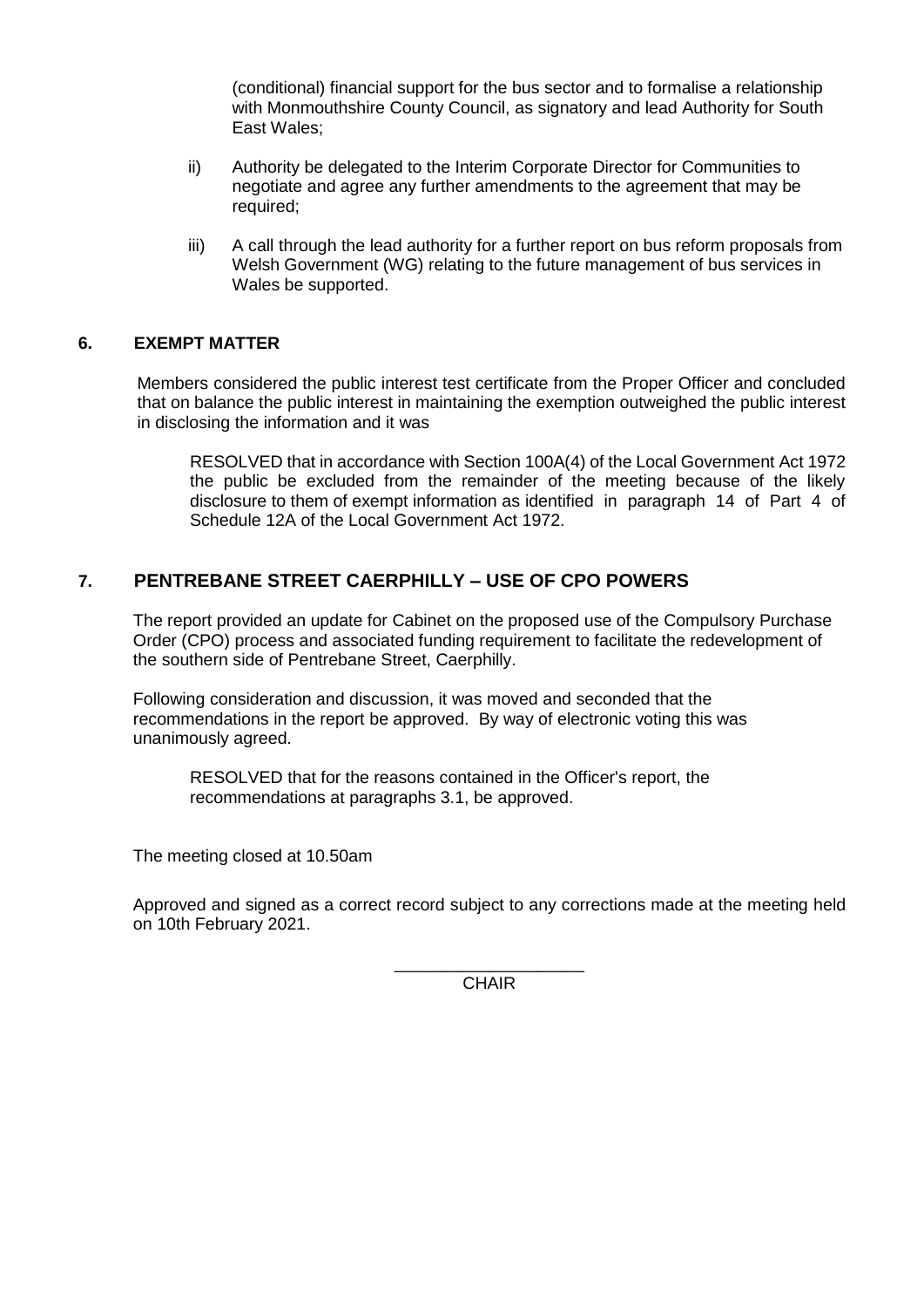(conditional) financial support for the bus sector and to formalise a relationship with Monmouthshire County Council, as signatory and lead Authority for South East Wales;

ii) Authority be delegated to the Interim Corporate Director for Communities to negotiate and agree any further amendments to the agreement that may be required;

iii) A call through the lead authority for a further report on bus reform proposals from Welsh Government (WG) relating to the future management of bus services in Wales be supported.

## 6. EXEMPT MATTER

Members considered the public interest test certificate from the Proper Officer and concluded that on balance the public interest in maintaining the exemption outweighed the public interest in disclosing the information and it was

RESOLVED that in accordance with Section 100A(4) of the Local Government Act 1972 the public be excluded from the remainder of the meeting because of the likely disclosure to them of exempt information as identified in paragraph 14 of Part 4 of Schedule 12A of the Local Government Act 1972.

## 7. PENTREBANE STREET CAERPHILLY – USE OF CPO POWERS

The report provided an update for Cabinet on the proposed use of the Compulsory Purchase Order (CPO) process and associated funding requirement to facilitate the redevelopment of the southern side of Pentrebane Street, Caerphilly.

Following consideration and discussion, it was moved and seconded that the recommendations in the report be approved. By way of electronic voting this was unanimously agreed.

RESOLVED that for the reasons contained in the Officer's report, the recommendations at paragraphs 3.1, be approved.

The meeting closed at 10.50am

Approved and signed as a correct record subject to any corrections made at the meeting held on 10th February 2021.

\_\_\_\_\_\_\_\_\_\_\_\_\_\_\_\_\_\_\_\_

CHAIR